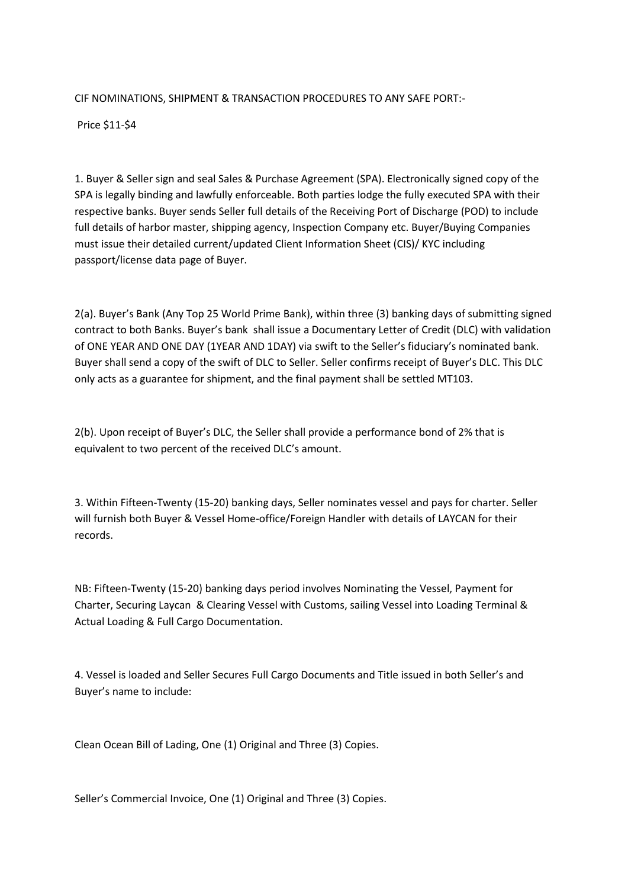CIF NOMINATIONS, SHIPMENT & TRANSACTION PROCEDURES TO ANY SAFE PORT:-

Price $11-$4

1. Buyer & Seller sign and seal Sales & Purchase Agreement (SPA). Electronically signed copy of the SPA is legally binding and lawfully enforceable. Both parties lodge the fully executed SPA with their respective banks. Buyer sends Seller full details of the Receiving Port of Discharge (POD) to include full details of harbor master, shipping agency, Inspection Company etc. Buyer/Buying Companies must issue their detailed current/updated Client Information Sheet (CIS)/ KYC including passport/license data page of Buyer.

2(a). Buyer's Bank (Any Top 25 World Prime Bank), within three (3) banking days of submitting signed contract to both Banks. Buyer's bank shall issue a Documentary Letter of Credit (DLC) with validation of ONE YEAR AND ONE DAY (1YEAR AND 1DAY) via swift to the Seller's fiduciary's nominated bank. Buyer shall send a copy of the swift of DLC to Seller. Seller confirms receipt of Buyer's DLC. This DLC only acts as a guarantee for shipment, and the final payment shall be settled MT103.

2(b). Upon receipt of Buyer's DLC, the Seller shall provide a performance bond of 2% that is equivalent to two percent of the received DLC's amount.

3. Within Fifteen-Twenty (15-20) banking days, Seller nominates vessel and pays for charter. Seller will furnish both Buyer & Vessel Home-office/Foreign Handler with details of LAYCAN for their records.

NB: Fifteen-Twenty (15-20) banking days period involves Nominating the Vessel, Payment for Charter, Securing Laycan & Clearing Vessel with Customs, sailing Vessel into Loading Terminal & Actual Loading & Full Cargo Documentation.

4. Vessel is loaded and Seller Secures Full Cargo Documents and Title issued in both Seller's and Buyer's name to include:

Clean Ocean Bill of Lading, One (1) Original and Three (3) Copies.

Seller's Commercial Invoice, One (1) Original and Three (3) Copies.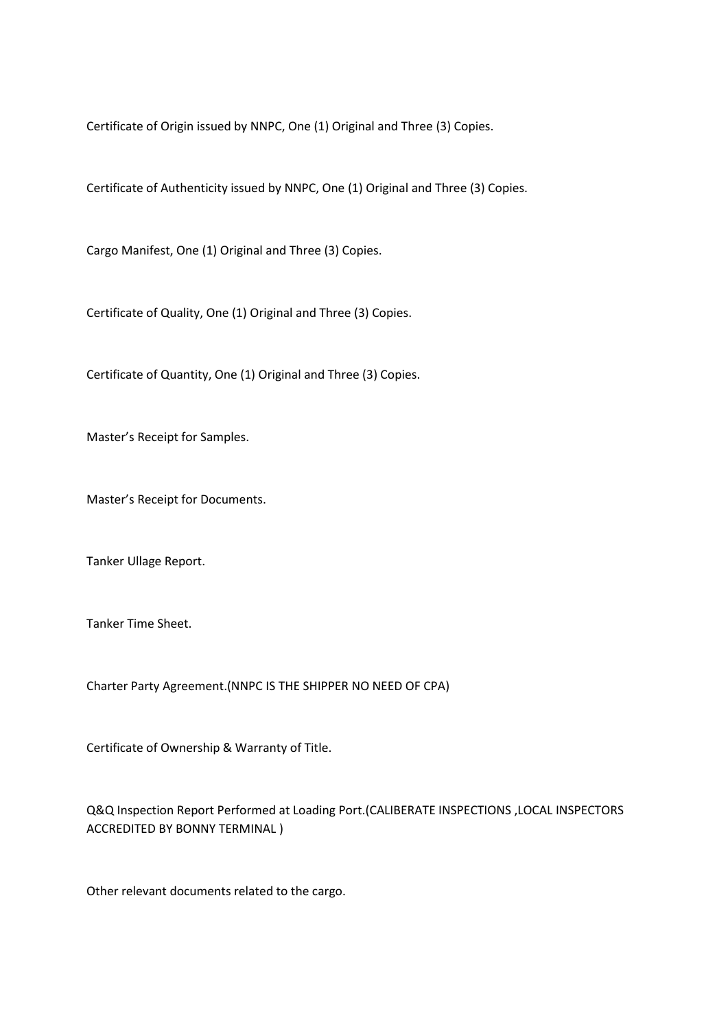Certificate of Origin issued by NNPC, One (1) Original and Three (3) Copies.

Certificate of Authenticity issued by NNPC, One (1) Original and Three (3) Copies.

Cargo Manifest, One (1) Original and Three (3) Copies.

Certificate of Quality, One (1) Original and Three (3) Copies.

Certificate of Quantity, One (1) Original and Three (3) Copies.

Master's Receipt for Samples.

Master's Receipt for Documents.

Tanker Ullage Report.

Tanker Time Sheet.

Charter Party Agreement.(NNPC IS THE SHIPPER NO NEED OF CPA)

Certificate of Ownership & Warranty of Title.

Q&Q Inspection Report Performed at Loading Port.(CALIBERATE INSPECTIONS ,LOCAL INSPECTORS ACCREDITED BY BONNY TERMINAL )

Other relevant documents related to the cargo.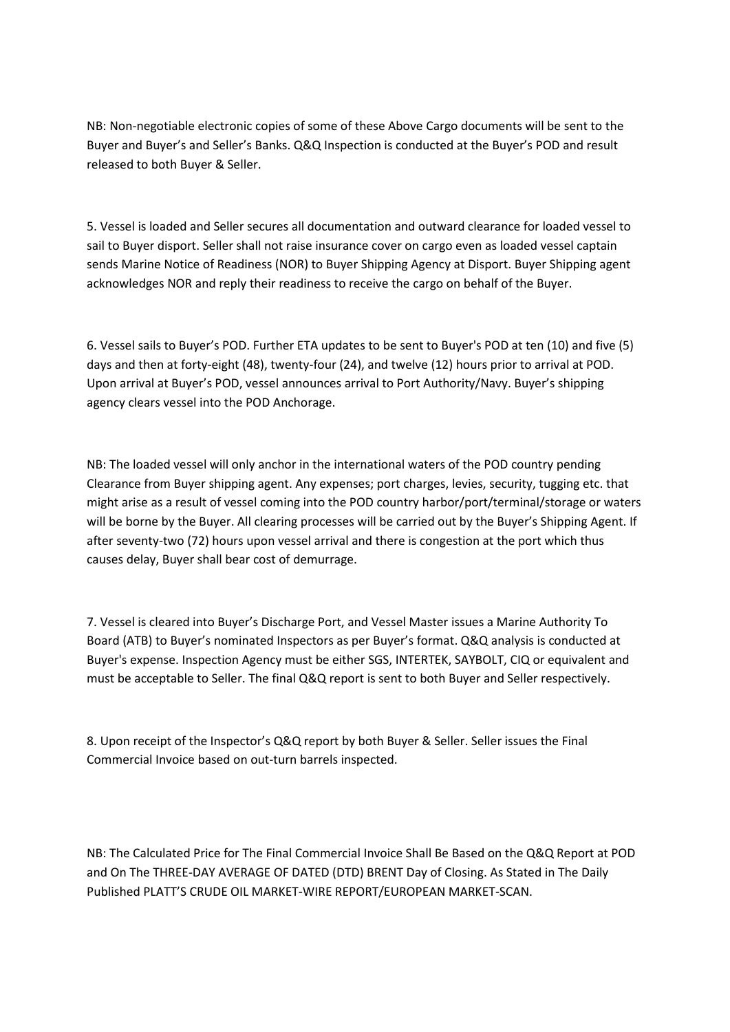NB: Non-negotiable electronic copies of some of these Above Cargo documents will be sent to the Buyer and Buyer's and Seller's Banks. Q&Q Inspection is conducted at the Buyer's POD and result released to both Buyer & Seller.

5. Vessel is loaded and Seller secures all documentation and outward clearance for loaded vessel to sail to Buyer disport. Seller shall not raise insurance cover on cargo even as loaded vessel captain sends Marine Notice of Readiness (NOR) to Buyer Shipping Agency at Disport. Buyer Shipping agent acknowledges NOR and reply their readiness to receive the cargo on behalf of the Buyer.

6. Vessel sails to Buyer's POD. Further ETA updates to be sent to Buyer's POD at ten (10) and five (5) days and then at forty-eight (48), twenty-four (24), and twelve (12) hours prior to arrival at POD. Upon arrival at Buyer's POD, vessel announces arrival to Port Authority/Navy. Buyer's shipping agency clears vessel into the POD Anchorage.

NB: The loaded vessel will only anchor in the international waters of the POD country pending Clearance from Buyer shipping agent. Any expenses; port charges, levies, security, tugging etc. that might arise as a result of vessel coming into the POD country harbor/port/terminal/storage or waters will be borne by the Buyer. All clearing processes will be carried out by the Buyer's Shipping Agent. If after seventy-two (72) hours upon vessel arrival and there is congestion at the port which thus causes delay, Buyer shall bear cost of demurrage.

7. Vessel is cleared into Buyer's Discharge Port, and Vessel Master issues a Marine Authority To Board (ATB) to Buyer's nominated Inspectors as per Buyer's format. Q&Q analysis is conducted at Buyer's expense. Inspection Agency must be either SGS, INTERTEK, SAYBOLT, CIQ or equivalent and must be acceptable to Seller. The final Q&Q report is sent to both Buyer and Seller respectively.

8. Upon receipt of the Inspector's Q&Q report by both Buyer & Seller. Seller issues the Final Commercial Invoice based on out-turn barrels inspected.

NB: The Calculated Price for The Final Commercial Invoice Shall Be Based on the Q&Q Report at POD and On The THREE-DAY AVERAGE OF DATED (DTD) BRENT Day of Closing. As Stated in The Daily Published PLATT'S CRUDE OIL MARKET-WIRE REPORT/EUROPEAN MARKET-SCAN.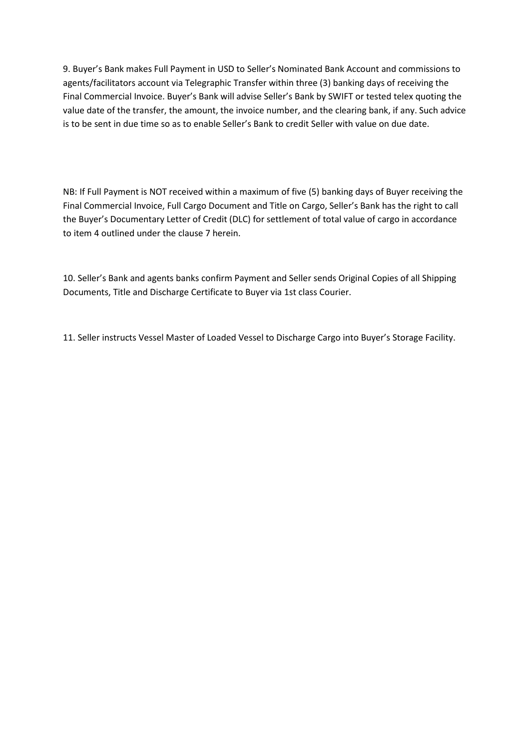9. Buyer’s Bank makes Full Payment in USD to Seller’s Nominated Bank Account and commissions to agents/facilitators account via Telegraphic Transfer within three (3) banking days of receiving the Final Commercial Invoice. Buyer’s Bank will advise Seller’s Bank by SWIFT or tested telex quoting the value date of the transfer, the amount, the invoice number, and the clearing bank, if any. Such advice is to be sent in due time so as to enable Seller’s Bank to credit Seller with value on due date.

NB: If Full Payment is NOT received within a maximum of five (5) banking days of Buyer receiving the Final Commercial Invoice, Full Cargo Document and Title on Cargo, Seller’s Bank has the right to call the Buyer’s Documentary Letter of Credit (DLC) for settlement of total value of cargo in accordance to item 4 outlined under the clause 7 herein.

10. Seller’s Bank and agents banks confirm Payment and Seller sends Original Copies of all Shipping Documents, Title and Discharge Certificate to Buyer via 1st class Courier.

11. Seller instructs Vessel Master of Loaded Vessel to Discharge Cargo into Buyer’s Storage Facility.